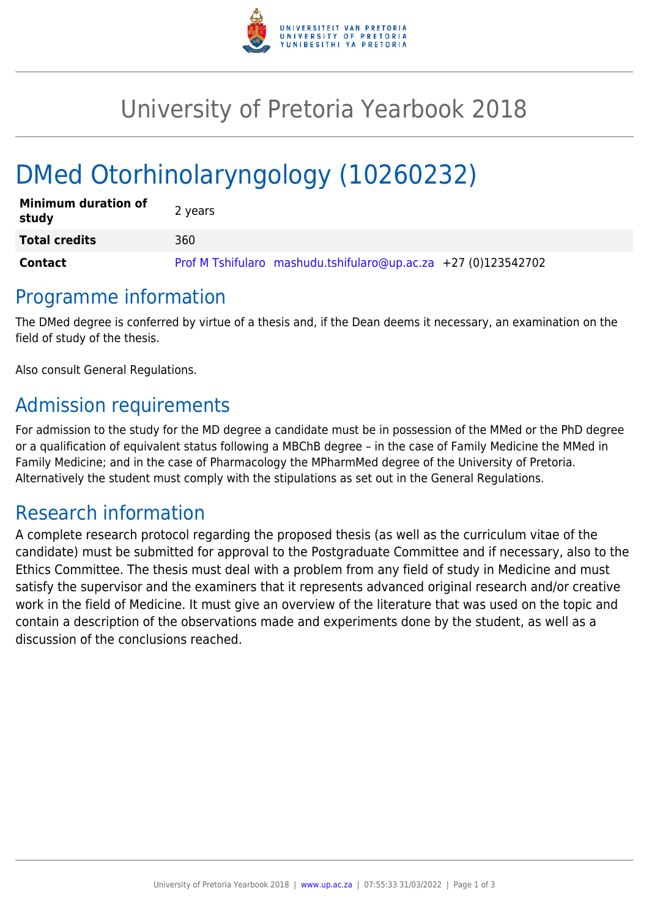# University of Pretoria Yearbook 2018

# DMed Otorhinolaryngology (10260232)

| | |
|---|---|
| **Minimum duration of study** | 2 years |
| **Total credits** | 360 |
| **Contact** | Prof M Tshifularo mashudu.tshifularo@up.ac.za +27 (0)123542702 |

## Programme information

The DMed degree is conferred by virtue of a thesis and, if the Dean deems it necessary, an examination on the field of study of the thesis.

Also consult General Regulations.

## Admission requirements

For admission to the study for the MD degree a candidate must be in possession of the MMed or the PhD degree or a qualification of equivalent status following a MBChB degree – in the case of Family Medicine the MMed in Family Medicine; and in the case of Pharmacology the MPharmMed degree of the University of Pretoria. Alternatively the student must comply with the stipulations as set out in the General Regulations.

## Research information

A complete research protocol regarding the proposed thesis (as well as the curriculum vitae of the candidate) must be submitted for approval to the Postgraduate Committee and if necessary, also to the Ethics Committee. The thesis must deal with a problem from any field of study in Medicine and must satisfy the supervisor and the examiners that it represents advanced original research and/or creative work in the field of Medicine. It must give an overview of the literature that was used on the topic and contain a description of the observations made and experiments done by the student, as well as a discussion of the conclusions reached.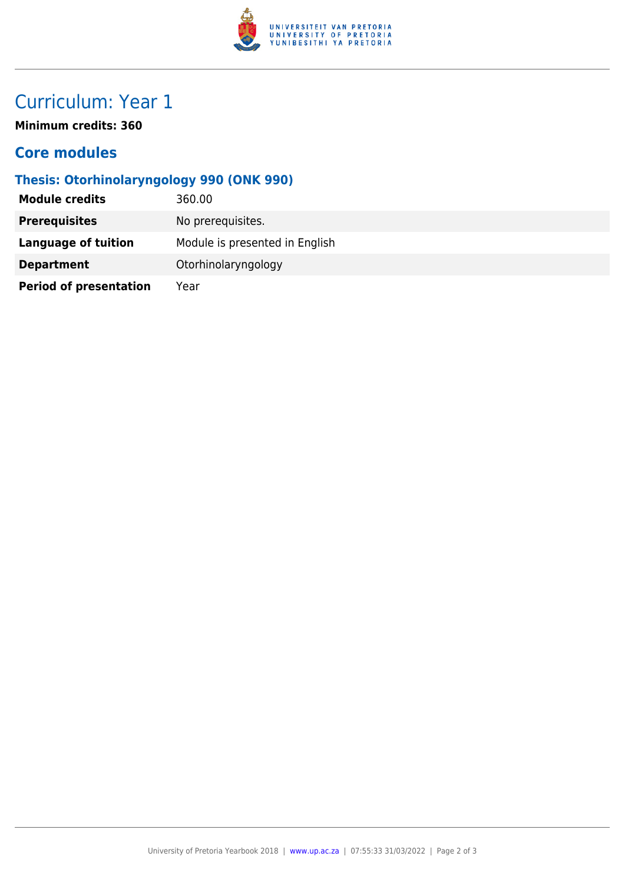# Curriculum: Year 1

**Minimum credits: 360**

## Core modules

### Thesis: Otorhinolaryngology 990 (ONK 990)

| | |
|---|---|
| **Module credits** | 360.00 |
| **Prerequisites** | No prerequisites. |
| **Language of tuition** | Module is presented in English |
| **Department** | Otorhinolaryngology |
| **Period of presentation** | Year |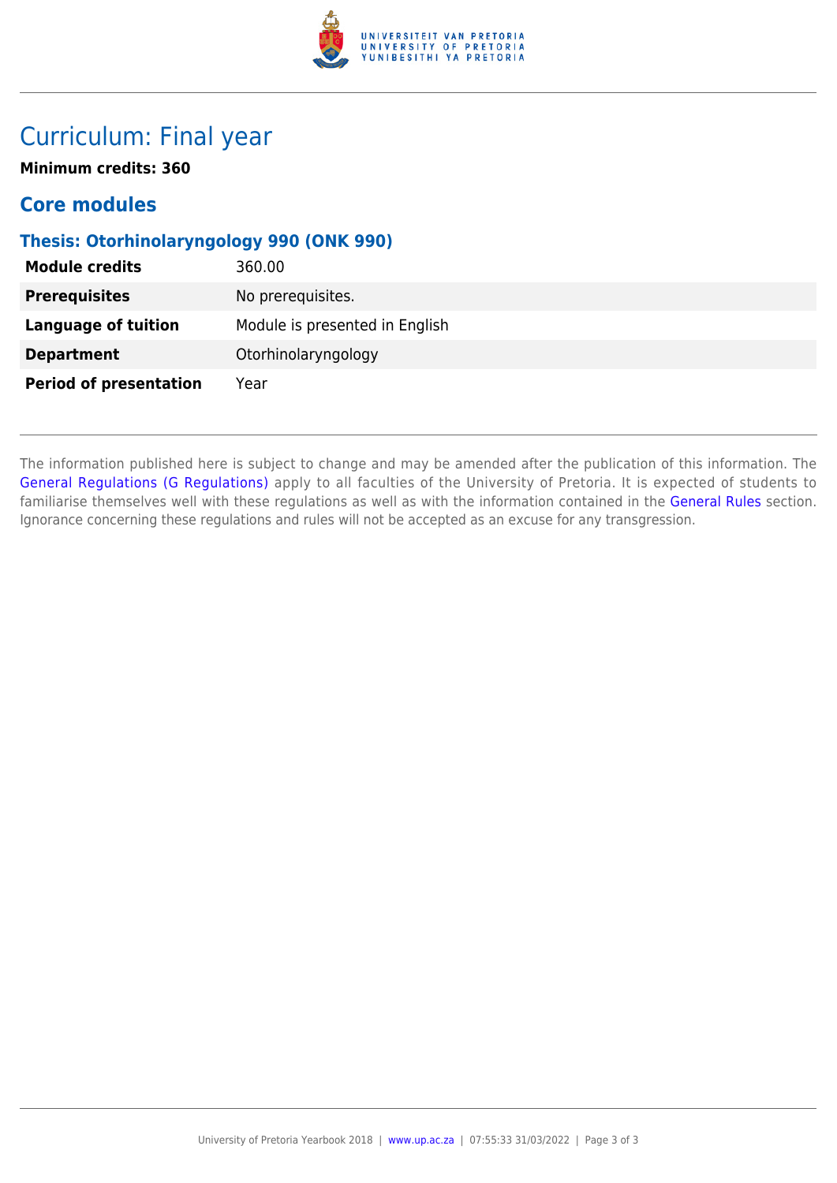## Curriculum: Final year

**Minimum credits: 360**

### Core modules

#### Thesis: Otorhinolaryngology 990 (ONK 990)

| | |
|---|---|
| **Module credits** | 360.00 |
| **Prerequisites** | No prerequisites. |
| **Language of tuition** | Module is presented in English |
| **Department** | Otorhinolaryngology |
| **Period of presentation** | Year |

The information published here is subject to change and may be amended after the publication of this information. The General Regulations (G Regulations) apply to all faculties of the University of Pretoria. It is expected of students to familiarise themselves well with these regulations as well as with the information contained in the General Rules section. Ignorance concerning these regulations and rules will not be accepted as an excuse for any transgression.